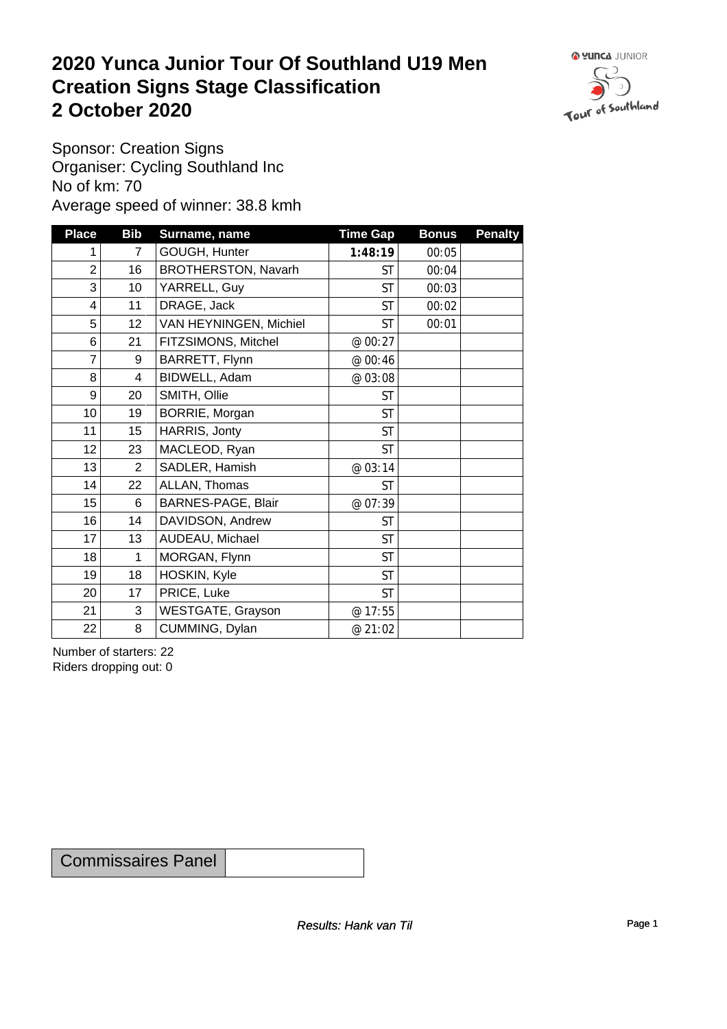# 2020 Yunca Junior Tour Of Southland U19 Men
# Creation Signs Stage Classification
# 2 October 2020

Sponsor: Creation Signs
Organiser: Cycling Southland Inc
No of km: 70
Average speed of winner: 38.8 kmh

| Place | Bib | Surname, name | Time Gap | Bonus | Penalty |
|---|---|---|---|---|---|
| 1 | 7 | GOUGH, Hunter | **1:48:19** | 00:05 | |
| 2 | 16 | BROTHERSTON, Navarh | ST | 00:04 | |
| 3 | 10 | YARRELL, Guy | ST | 00:03 | |
| 4 | 11 | DRAGE, Jack | ST | 00:02 | |
| 5 | 12 | VAN HEYNINGEN, Michiel | ST | 00:01 | |
| 6 | 21 | FITZSIMONS, Mitchel | @ 00:27 | | |
| 7 | 9 | BARRETT, Flynn | @ 00:46 | | |
| 8 | 4 | BIDWELL, Adam | @ 03:08 | | |
| 9 | 20 | SMITH, Ollie | ST | | |
| 10 | 19 | BORRIE, Morgan | ST | | |
| 11 | 15 | HARRIS, Jonty | ST | | |
| 12 | 23 | MACLEOD, Ryan | ST | | |
| 13 | 2 | SADLER, Hamish | @ 03:14 | | |
| 14 | 22 | ALLAN, Thomas | ST | | |
| 15 | 6 | BARNES-PAGE, Blair | @ 07:39 | | |
| 16 | 14 | DAVIDSON, Andrew | ST | | |
| 17 | 13 | AUDEAU, Michael | ST | | |
| 18 | 1 | MORGAN, Flynn | ST | | |
| 19 | 18 | HOSKIN, Kyle | ST | | |
| 20 | 17 | PRICE, Luke | ST | | |
| 21 | 3 | WESTGATE, Grayson | @ 17:55 | | |
| 22 | 8 | CUMMING, Dylan | @ 21:02 | | |

Number of starters: 22
Riders dropping out: 0

| Commissaires Panel | |
|---|---|

*Results: Hank van Til*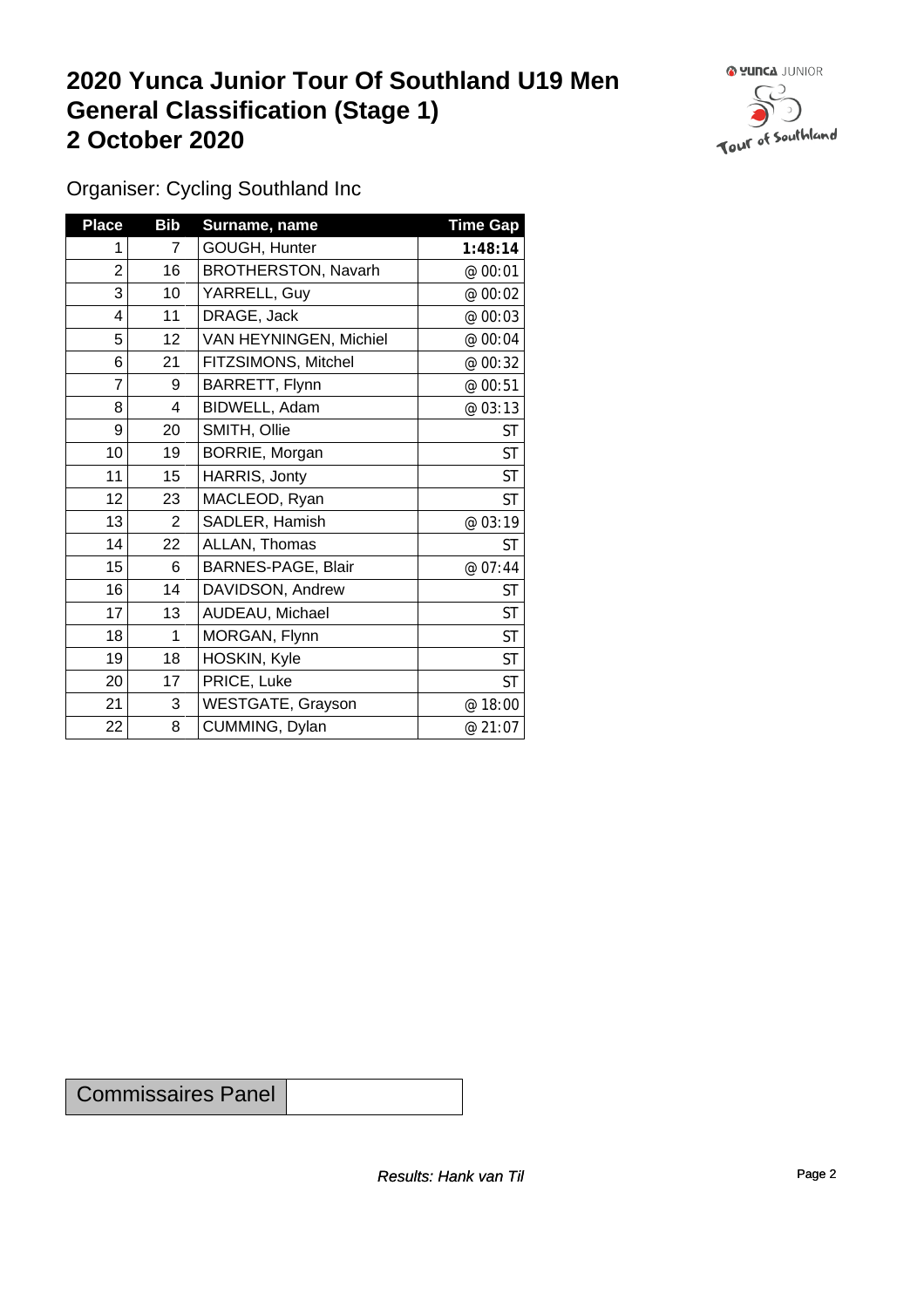# 2020 Yunca Junior Tour Of Southland U19 Men
# General Classification (Stage 1)
# 2 October 2020

Organiser: Cycling Southland Inc

| Place | Bib | Surname, name | Time Gap |
|---|---|---|---|
| 1 | 7 | GOUGH, Hunter | **1:48:14** |
| 2 | 16 | BROTHERSTON, Navarh | @ 00:01 |
| 3 | 10 | YARRELL, Guy | @ 00:02 |
| 4 | 11 | DRAGE, Jack | @ 00:03 |
| 5 | 12 | VAN HEYNINGEN, Michiel | @ 00:04 |
| 6 | 21 | FITZSIMONS, Mitchel | @ 00:32 |
| 7 | 9 | BARRETT, Flynn | @ 00:51 |
| 8 | 4 | BIDWELL, Adam | @ 03:13 |
| 9 | 20 | SMITH, Ollie | ST |
| 10 | 19 | BORRIE, Morgan | ST |
| 11 | 15 | HARRIS, Jonty | ST |
| 12 | 23 | MACLEOD, Ryan | ST |
| 13 | 2 | SADLER, Hamish | @ 03:19 |
| 14 | 22 | ALLAN, Thomas | ST |
| 15 | 6 | BARNES-PAGE, Blair | @ 07:44 |
| 16 | 14 | DAVIDSON, Andrew | ST |
| 17 | 13 | AUDEAU, Michael | ST |
| 18 | 1 | MORGAN, Flynn | ST |
| 19 | 18 | HOSKIN, Kyle | ST |
| 20 | 17 | PRICE, Luke | ST |
| 21 | 3 | WESTGATE, Grayson | @ 18:00 |
| 22 | 8 | CUMMING, Dylan | @ 21:07 |

| Commissaires Panel | |
|---|---|

*Results: Hank van Til*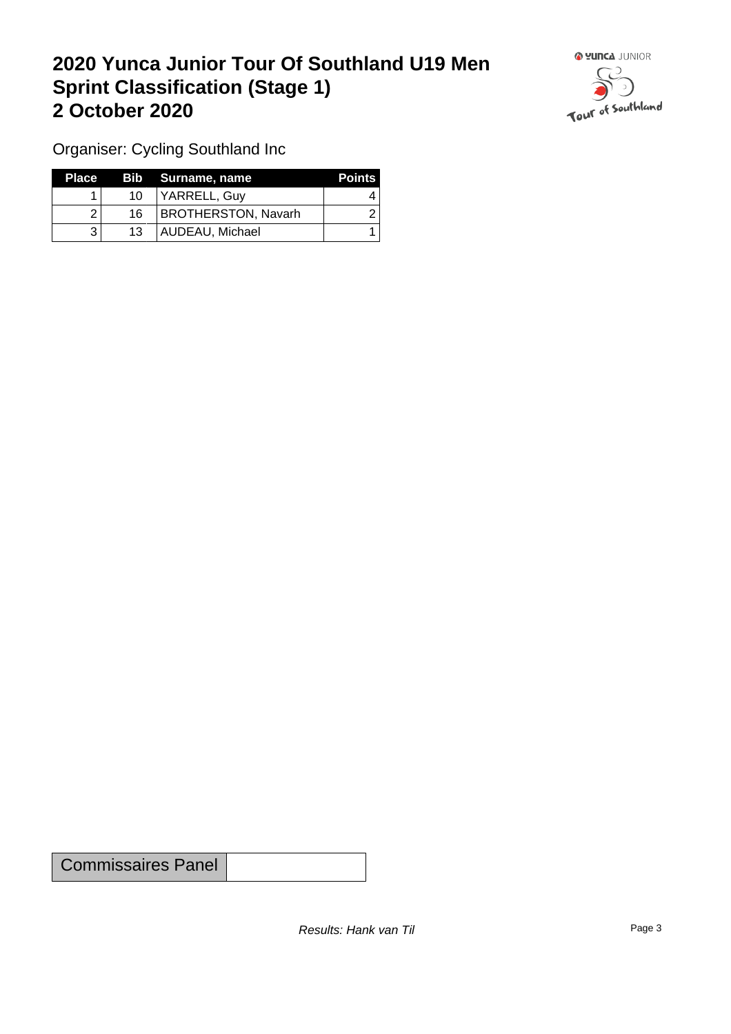# 2020 Yunca Junior Tour Of Southland U19 Men Sprint Classification (Stage 1) 2 October 2020

Organiser: Cycling Southland Inc

| Place | Bib | Surname, name | Points |
|---|---|---|---|
| 1 | 10 | YARRELL, Guy | 4 |
| 2 | 16 | BROTHERSTON, Navarh | 2 |
| 3 | 13 | AUDEAU, Michael | 1 |

| Commissaires Panel | |
|---|---|

*Results: Hank van Til*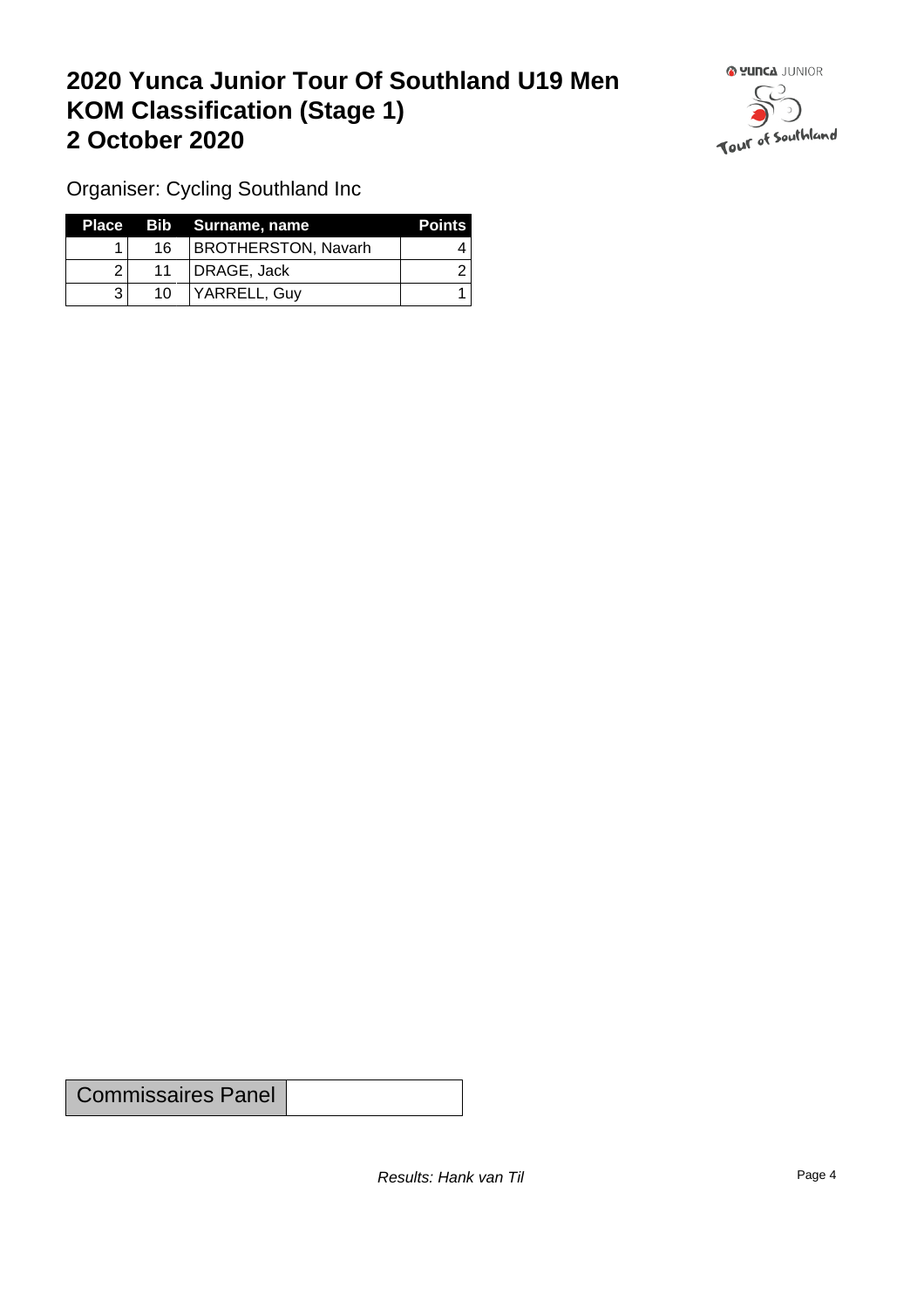# 2020 Yunca Junior Tour Of Southland U19 Men
# KOM Classification (Stage 1)
# 2 October 2020

Organiser: Cycling Southland Inc

| Place | Bib | Surname, name | Points |
|---|---|---|---|
| 1 | 16 | BROTHERSTON, Navarh | 4 |
| 2 | 11 | DRAGE, Jack | 2 |
| 3 | 10 | YARRELL, Guy | 1 |

| Commissaires Panel | |
|---|---|

*Results: Hank van Til*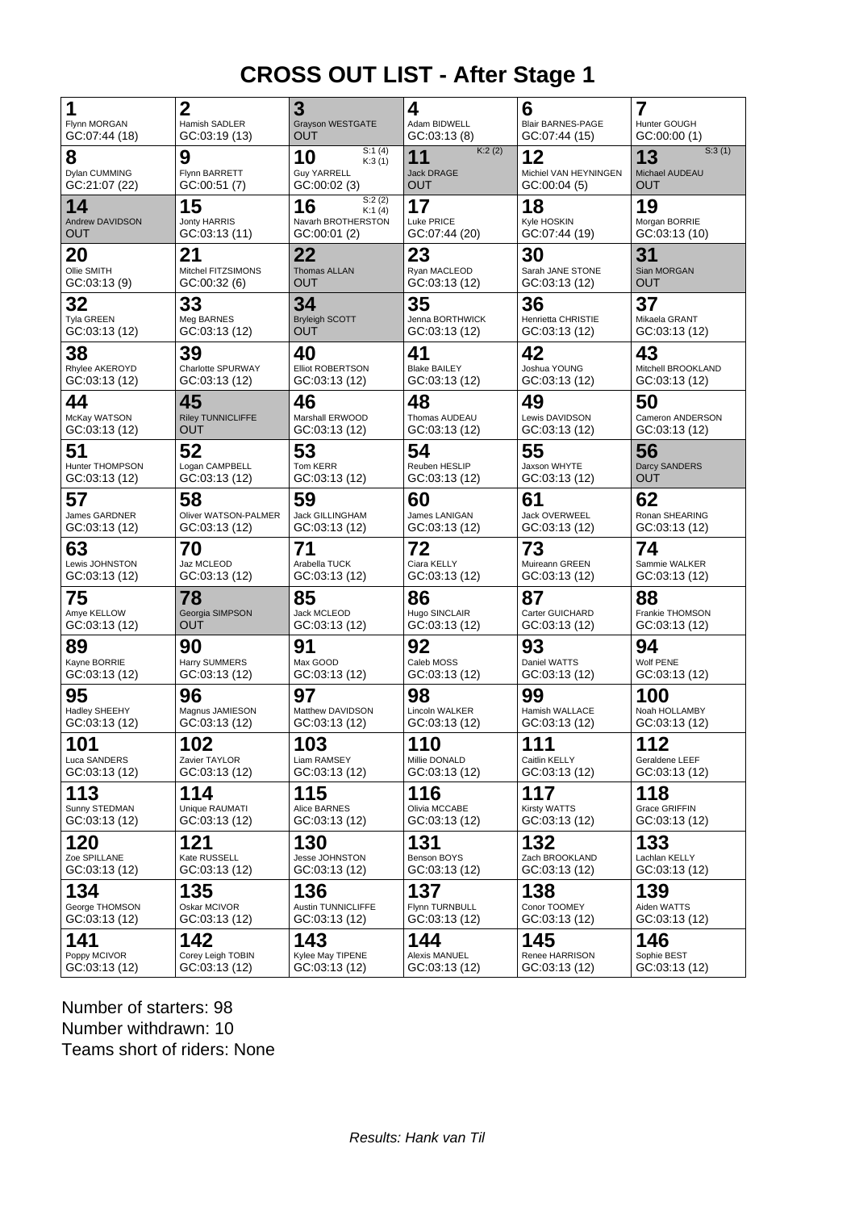# CROSS OUT LIST - After Stage 1

| | | | | | |
|---|---|---|---|---|---|
| **1** Flynn MORGAN GC:07:44 (18) | **2** Hamish SADLER GC:03:19 (13) | **3** Grayson WESTGATE OUT | **4** Adam BIDWELL GC:03:13 (8) | **6** Blair BARNES-PAGE GC:07:44 (15) | **7** Hunter GOUGH GC:00:00 (1) |
| **8** Dylan CUMMING GC:21:07 (22) | **9** Flynn BARRETT GC:00:51 (7) | **10** S:1 (4) K:3 (1) Guy YARRELL GC:00:02 (3) | **11** K:2 (2) Jack DRAGE OUT | **12** Michiel VAN HEYNINGEN GC:00:04 (5) | **13** S:3 (1) Michael AUDEAU OUT |
| **14** Andrew DAVIDSON OUT | **15** Jonty HARRIS GC:03:13 (11) | **16** S:2 (2) K:1 (4) Navarh BROTHERSTON GC:00:01 (2) | **17** Luke PRICE GC:07:44 (20) | **18** Kyle HOSKIN GC:07:44 (19) | **19** Morgan BORRIE GC:03:13 (10) |
| **20** Ollie SMITH GC:03:13 (9) | **21** Mitchel FITZSIMONS GC:00:32 (6) | **22** Thomas ALLAN OUT | **23** Ryan MACLEOD GC:03:13 (12) | **30** Sarah JANE STONE GC:03:13 (12) | **31** Sian MORGAN OUT |
| **32** Tyla GREEN GC:03:13 (12) | **33** Meg BARNES GC:03:13 (12) | **34** Bryleigh SCOTT OUT | **35** Jenna BORTHWICK GC:03:13 (12) | **36** Henrietta CHRISTIE GC:03:13 (12) | **37** Mikaela GRANT GC:03:13 (12) |
| **38** Rhylee AKEROYD GC:03:13 (12) | **39** Charlotte SPURWAY GC:03:13 (12) | **40** Elliot ROBERTSON GC:03:13 (12) | **41** Blake BAILEY GC:03:13 (12) | **42** Joshua YOUNG GC:03:13 (12) | **43** Mitchell BROOKLAND GC:03:13 (12) |
| **44** McKay WATSON GC:03:13 (12) | **45** Riley TUNNICLIFFE OUT | **46** Marshall ERWOOD GC:03:13 (12) | **48** Thomas AUDEAU GC:03:13 (12) | **49** Lewis DAVIDSON GC:03:13 (12) | **50** Cameron ANDERSON GC:03:13 (12) |
| **51** Hunter THOMPSON GC:03:13 (12) | **52** Logan CAMPBELL GC:03:13 (12) | **53** Tom KERR GC:03:13 (12) | **54** Reuben HESLIP GC:03:13 (12) | **55** Jaxson WHYTE GC:03:13 (12) | **56** Darcy SANDERS OUT |
| **57** James GARDNER GC:03:13 (12) | **58** Oliver WATSON-PALMER GC:03:13 (12) | **59** Jack GILLINGHAM GC:03:13 (12) | **60** James LANIGAN GC:03:13 (12) | **61** Jack OVERWEEL GC:03:13 (12) | **62** Ronan SHEARING GC:03:13 (12) |
| **63** Lewis JOHNSTON GC:03:13 (12) | **70** Jaz MCLEOD GC:03:13 (12) | **71** Arabella TUCK GC:03:13 (12) | **72** Ciara KELLY GC:03:13 (12) | **73** Muireann GREEN GC:03:13 (12) | **74** Sammie WALKER GC:03:13 (12) |
| **75** Amye KELLOW GC:03:13 (12) | **78** Georgia SIMPSON OUT | **85** Jack MCLEOD GC:03:13 (12) | **86** Hugo SINCLAIR GC:03:13 (12) | **87** Carter GUICHARD GC:03:13 (12) | **88** Frankie THOMSON GC:03:13 (12) |
| **89** Kayne BORRIE GC:03:13 (12) | **90** Harry SUMMERS GC:03:13 (12) | **91** Max GOOD GC:03:13 (12) | **92** Caleb MOSS GC:03:13 (12) | **93** Daniel WATTS GC:03:13 (12) | **94** Wolf PENE GC:03:13 (12) |
| **95** Hadley SHEEHY GC:03:13 (12) | **96** Magnus JAMIESON GC:03:13 (12) | **97** Matthew DAVIDSON GC:03:13 (12) | **98** Lincoln WALKER GC:03:13 (12) | **99** Hamish WALLACE GC:03:13 (12) | **100** Noah HOLLAMBY GC:03:13 (12) |
| **101** Luca SANDERS GC:03:13 (12) | **102** Zavier TAYLOR GC:03:13 (12) | **103** Liam RAMSEY GC:03:13 (12) | **110** Millie DONALD GC:03:13 (12) | **111** Caitlin KELLY GC:03:13 (12) | **112** Geraldene LEEF GC:03:13 (12) |
| **113** Sunny STEDMAN GC:03:13 (12) | **114** Unique RAUMATI GC:03:13 (12) | **115** Alice BARNES GC:03:13 (12) | **116** Olivia MCCABE GC:03:13 (12) | **117** Kirsty WATTS GC:03:13 (12) | **118** Grace GRIFFIN GC:03:13 (12) |
| **120** Zoe SPILLANE GC:03:13 (12) | **121** Kate RUSSELL GC:03:13 (12) | **130** Jesse JOHNSTON GC:03:13 (12) | **131** Benson BOYS GC:03:13 (12) | **132** Zach BROOKLAND GC:03:13 (12) | **133** Lachlan KELLY GC:03:13 (12) |
| **134** George THOMSON GC:03:13 (12) | **135** Oskar MCIVOR GC:03:13 (12) | **136** Austin TUNNICLIFFE GC:03:13 (12) | **137** Flynn TURNBULL GC:03:13 (12) | **138** Conor TOOMEY GC:03:13 (12) | **139** Aiden WATTS GC:03:13 (12) |
| **141** Poppy MCIVOR GC:03:13 (12) | **142** Corey Leigh TOBIN GC:03:13 (12) | **143** Kylee May TIPENE GC:03:13 (12) | **144** Alexis MANUEL GC:03:13 (12) | **145** Renee HARRISON GC:03:13 (12) | **146** Sophie BEST GC:03:13 (12) |

Number of starters: 98
Number withdrawn: 10
Teams short of riders: None

*Results: Hank van Til*